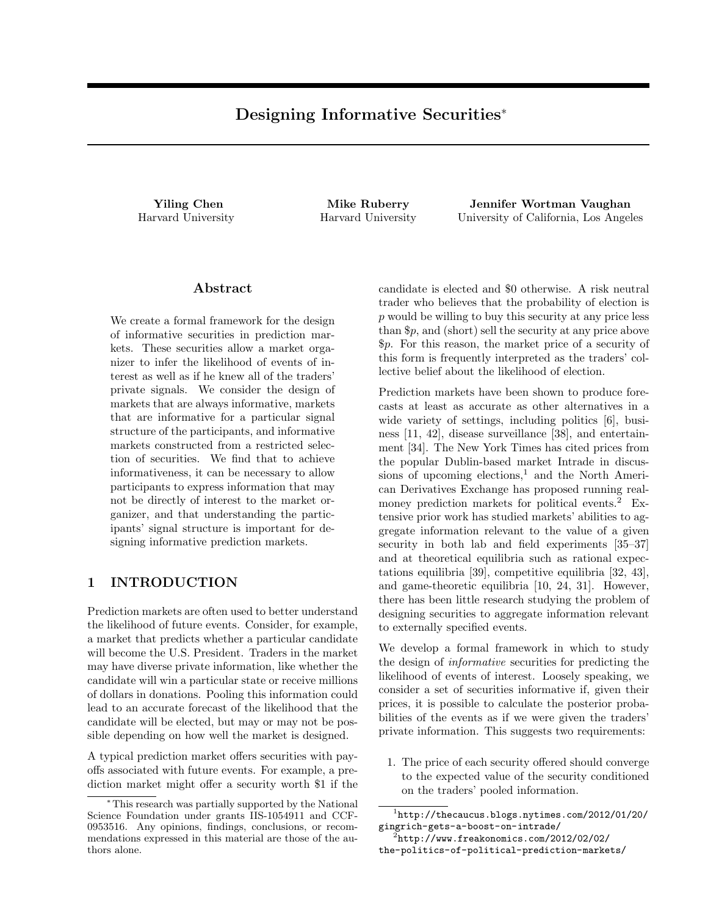# Designing Informative Securities[*]

**Yiling Chen**
Harvard University

**Mike Ruberry**
Harvard University

**Jennifer Wortman Vaughan**
University of California, Los Angeles

## Abstract

We create a formal framework for the design of informative securities in prediction markets. These securities allow a market organizer to infer the likelihood of events of interest as well as if he knew all of the traders' private signals. We consider the design of markets that are always informative, markets that are informative for a particular signal structure of the participants, and informative markets constructed from a restricted selection of securities. We find that to achieve informativeness, it can be necessary to allow participants to express information that may not be directly of interest to the market organizer, and that understanding the participants' signal structure is important for designing informative prediction markets.

## 1 INTRODUCTION

Prediction markets are often used to better understand the likelihood of future events. Consider, for example, a market that predicts whether a particular candidate will become the U.S. President. Traders in the market may have diverse private information, like whether the candidate will win a particular state or receive millions of dollars in donations. Pooling this information could lead to an accurate forecast of the likelihood that the candidate will be elected, but may or may not be possible depending on how well the market is designed.

A typical prediction market offers securities with payoffs associated with future events. For example, a prediction market might offer a security worth \$1 if the candidate is elected and \$0 otherwise. A risk neutral trader who believes that the probability of election is $p$ would be willing to buy this security at any price less than \$$p$, and (short) sell the security at any price above \$$p$. For this reason, the market price of a security of this form is frequently interpreted as the traders' collective belief about the likelihood of election.

Prediction markets have been shown to produce forecasts at least as accurate as other alternatives in a wide variety of settings, including politics [6], business [11, 42], disease surveillance [38], and entertainment [34]. The New York Times has cited prices from the popular Dublin-based market Intrade in discussions of upcoming elections,[1] and the North American Derivatives Exchange has proposed running real-money prediction markets for political events.[2] Extensive prior work has studied markets' abilities to aggregate information relevant to the value of a given security in both lab and field experiments [35–37] and at theoretical equilibria such as rational expectations equilibria [39], competitive equilibria [32, 43], and game-theoretic equilibria [10, 24, 31]. However, there has been little research studying the problem of designing securities to aggregate information relevant to externally specified events.

We develop a formal framework in which to study the design of *informative* securities for predicting the likelihood of events of interest. Loosely speaking, we consider a set of securities informative if, given their prices, it is possible to calculate the posterior probabilities of the events as if we were given the traders' private information. This suggests two requirements:

1. The price of each security offered should converge to the expected value of the security conditioned on the traders' pooled information.

---

[*] This research was partially supported by the National Science Foundation under grants IIS-1054911 and CCF-0953516. Any opinions, findings, conclusions, or recommendations expressed in this material are those of the authors alone.

[1] http://thecaucus.blogs.nytimes.com/2012/01/20/gingrich-gets-a-boost-on-intrade/

[2] http://www.freakonomics.com/2012/02/02/the-politics-of-political-prediction-markets/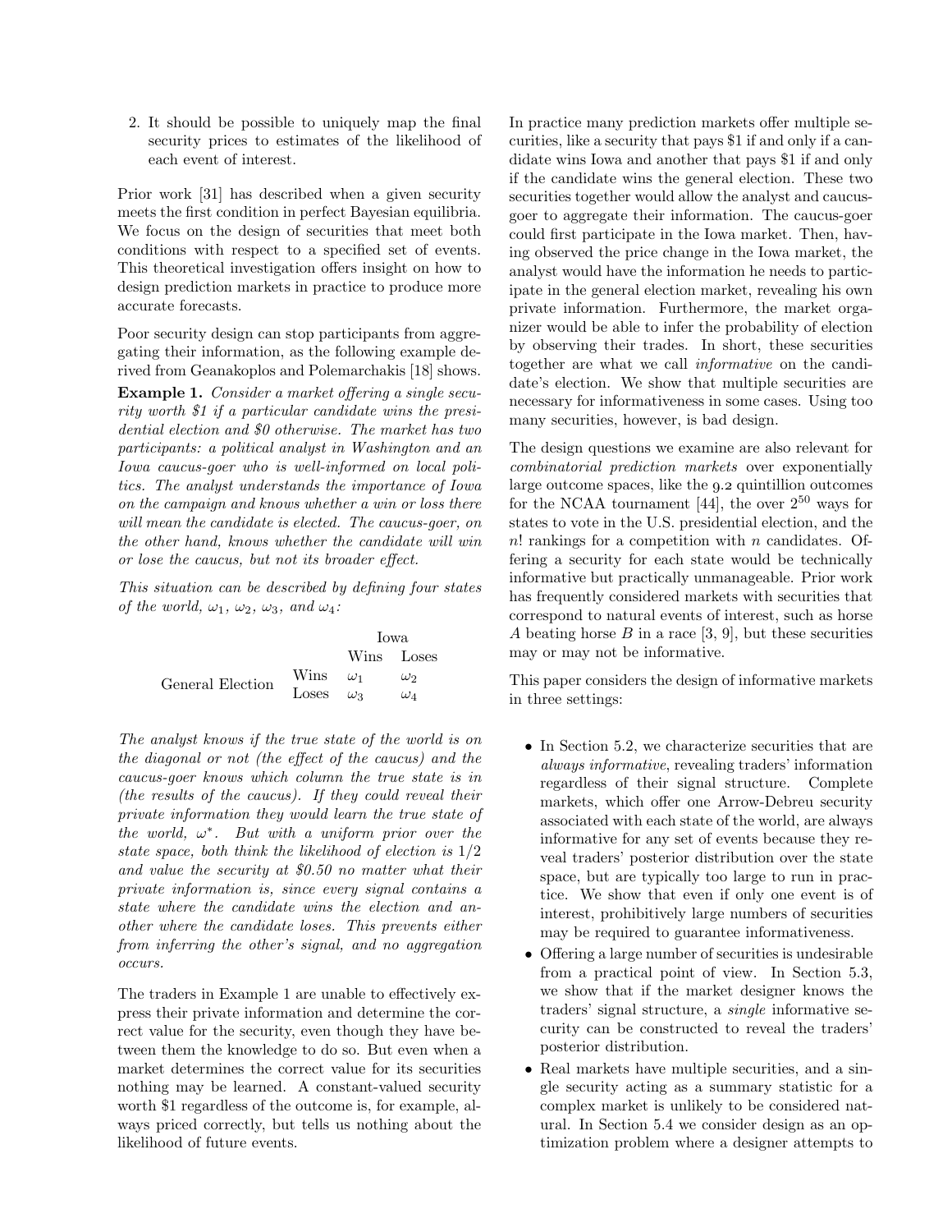2. It should be possible to uniquely map the final security prices to estimates of the likelihood of each event of interest.

Prior work [31] has described when a given security meets the first condition in perfect Bayesian equilibria. We focus on the design of securities that meet both conditions with respect to a specified set of events. This theoretical investigation offers insight on how to design prediction markets in practice to produce more accurate forecasts.

Poor security design can stop participants from aggregating their information, as the following example derived from Geanakoplos and Polemarchakis [18] shows.

**Example 1.** *Consider a market offering a single security worth $1 if a particular candidate wins the presidential election and $0 otherwise. The market has two participants: a political analyst in Washington and an Iowa caucus-goer who is well-informed on local politics. The analyst understands the importance of Iowa on the campaign and knows whether a win or loss there will mean the candidate is elected. The caucus-goer, on the other hand, knows whether the candidate will win or lose the caucus, but not its broader effect.*

*This situation can be described by defining four states of the world, $\omega_1$, $\omega_2$, $\omega_3$, and $\omega_4$:*

| | | Iowa | |
|---|---|---|---|
| | | Wins | Loses |
| General Election | Wins | $\omega_1$ | $\omega_2$ |
| | Loses | $\omega_3$ | $\omega_4$ |

*The analyst knows if the true state of the world is on the diagonal or not (the effect of the caucus) and the caucus-goer knows which column the true state is in (the results of the caucus). If they could reveal their private information they would learn the true state of the world, $\omega^*$. But with a uniform prior over the state space, both think the likelihood of election is 1/2 and value the security at $0.50 no matter what their private information is, since every signal contains a state where the candidate wins the election and another where the candidate loses. This prevents either from inferring the other's signal, and no aggregation occurs.*

The traders in Example 1 are unable to effectively express their private information and determine the correct value for the security, even though they have between them the knowledge to do so. But even when a market determines the correct value for its securities nothing may be learned. A constant-valued security worth $1 regardless of the outcome is, for example, always priced correctly, but tells us nothing about the likelihood of future events.

In practice many prediction markets offer multiple securities, like a security that pays $1 if and only if a candidate wins Iowa and another that pays $1 if and only if the candidate wins the general election. These two securities together would allow the analyst and caucus-goer to aggregate their information. The caucus-goer could first participate in the Iowa market. Then, having observed the price change in the Iowa market, the analyst would have the information he needs to participate in the general election market, revealing his own private information. Furthermore, the market organizer would be able to infer the probability of election by observing their trades. In short, these securities together are what we call *informative* on the candidate's election. We show that multiple securities are necessary for informativeness in some cases. Using too many securities, however, is bad design.

The design questions we examine are also relevant for *combinatorial prediction markets* over exponentially large outcome spaces, like the 9.2 quintillion outcomes for the NCAA tournament [44], the over $2^{50}$ ways for states to vote in the U.S. presidential election, and the $n!$ rankings for a competition with $n$ candidates. Offering a security for each state would be technically informative but practically unmanageable. Prior work has frequently considered markets with securities that correspond to natural events of interest, such as horse $A$ beating horse $B$ in a race [3, 9], but these securities may or may not be informative.

This paper considers the design of informative markets in three settings:

- In Section 5.2, we characterize securities that are *always informative*, revealing traders' information regardless of their signal structure. Complete markets, which offer one Arrow-Debreu security associated with each state of the world, are always informative for any set of events because they reveal traders' posterior distribution over the state space, but are typically too large to run in practice. We show that even if only one event is of interest, prohibitively large numbers of securities may be required to guarantee informativeness.
- Offering a large number of securities is undesirable from a practical point of view. In Section 5.3, we show that if the market designer knows the traders' signal structure, a *single* informative security can be constructed to reveal the traders' posterior distribution.
- Real markets have multiple securities, and a single security acting as a summary statistic for a complex market is unlikely to be considered natural. In Section 5.4 we consider design as an optimization problem where a designer attempts to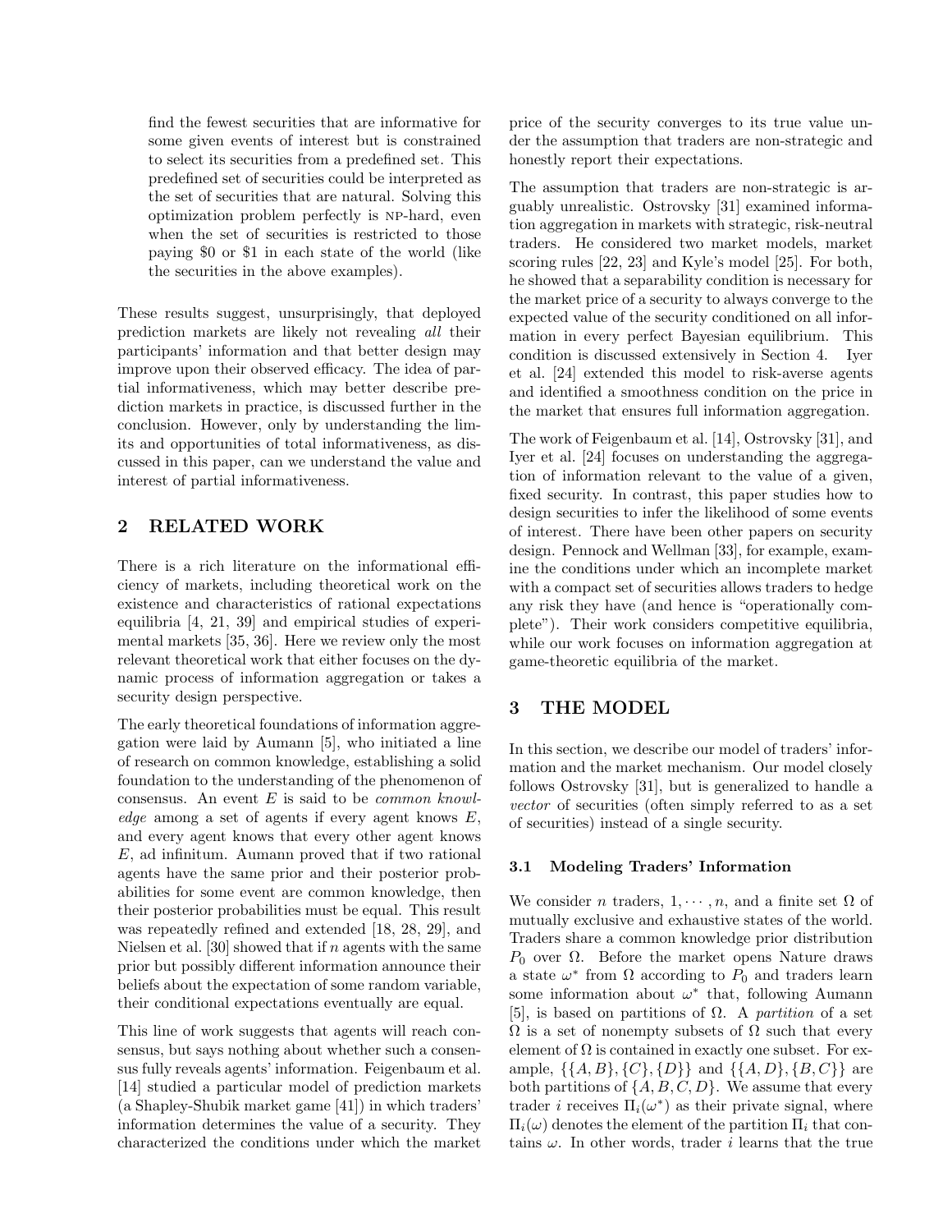find the fewest securities that are informative for some given events of interest but is constrained to select its securities from a predefined set. This predefined set of securities could be interpreted as the set of securities that are natural. Solving this optimization problem perfectly is NP-hard, even when the set of securities is restricted to those paying \$0 or \$1 in each state of the world (like the securities in the above examples).

These results suggest, unsurprisingly, that deployed prediction markets are likely not revealing *all* their participants' information and that better design may improve upon their observed efficacy. The idea of partial informativeness, which may better describe prediction markets in practice, is discussed further in the conclusion. However, only by understanding the limits and opportunities of total informativeness, as discussed in this paper, can we understand the value and interest of partial informativeness.

## 2 RELATED WORK

There is a rich literature on the informational efficiency of markets, including theoretical work on the existence and characteristics of rational expectations equilibria [4, 21, 39] and empirical studies of experimental markets [35, 36]. Here we review only the most relevant theoretical work that either focuses on the dynamic process of information aggregation or takes a security design perspective.

The early theoretical foundations of information aggregation were laid by Aumann [5], who initiated a line of research on common knowledge, establishing a solid foundation to the understanding of the phenomenon of consensus. An event $E$ is said to be *common knowledge* among a set of agents if every agent knows $E$, and every agent knows that every other agent knows $E$, ad infinitum. Aumann proved that if two rational agents have the same prior and their posterior probabilities for some event are common knowledge, then their posterior probabilities must be equal. This result was repeatedly refined and extended [18, 28, 29], and Nielsen et al. [30] showed that if $n$ agents with the same prior but possibly different information announce their beliefs about the expectation of some random variable, their conditional expectations eventually are equal.

This line of work suggests that agents will reach consensus, but says nothing about whether such a consensus fully reveals agents' information. Feigenbaum et al. [14] studied a particular model of prediction markets (a Shapley-Shubik market game [41]) in which traders' information determines the value of a security. They characterized the conditions under which the market price of the security converges to its true value under the assumption that traders are non-strategic and honestly report their expectations.

The assumption that traders are non-strategic is arguably unrealistic. Ostrovsky [31] examined information aggregation in markets with strategic, risk-neutral traders. He considered two market models, market scoring rules [22, 23] and Kyle's model [25]. For both, he showed that a separability condition is necessary for the market price of a security to always converge to the expected value of the security conditioned on all information in every perfect Bayesian equilibrium. This condition is discussed extensively in Section 4. Iyer et al. [24] extended this model to risk-averse agents and identified a smoothness condition on the price in the market that ensures full information aggregation.

The work of Feigenbaum et al. [14], Ostrovsky [31], and Iyer et al. [24] focuses on understanding the aggregation of information relevant to the value of a given, fixed security. In contrast, this paper studies how to design securities to infer the likelihood of some events of interest. There have been other papers on security design. Pennock and Wellman [33], for example, examine the conditions under which an incomplete market with a compact set of securities allows traders to hedge any risk they have (and hence is "operationally complete"). Their work considers competitive equilibria, while our work focuses on information aggregation at game-theoretic equilibria of the market.

## 3 THE MODEL

In this section, we describe our model of traders' information and the market mechanism. Our model closely follows Ostrovsky [31], but is generalized to handle a *vector* of securities (often simply referred to as a set of securities) instead of a single security.

### 3.1 Modeling Traders' Information

We consider $n$ traders, $1, \cdots, n$, and a finite set $\Omega$ of mutually exclusive and exhaustive states of the world. Traders share a common knowledge prior distribution $P_0$ over $\Omega$. Before the market opens Nature draws a state $\omega^*$ from $\Omega$ according to $P_0$ and traders learn some information about $\omega^*$ that, following Aumann [5], is based on partitions of $\Omega$. A *partition* of a set $\Omega$ is a set of nonempty subsets of $\Omega$ such that every element of $\Omega$ is contained in exactly one subset. For example, $\{\{A, B\}, \{C\}, \{D\}\}$ and $\{\{A, D\}, \{B, C\}\}$ are both partitions of $\{A, B, C, D\}$. We assume that every trader $i$ receives $\Pi_i(\omega^*)$ as their private signal, where $\Pi_i(\omega)$ denotes the element of the partition $\Pi_i$ that contains $\omega$. In other words, trader $i$ learns that the true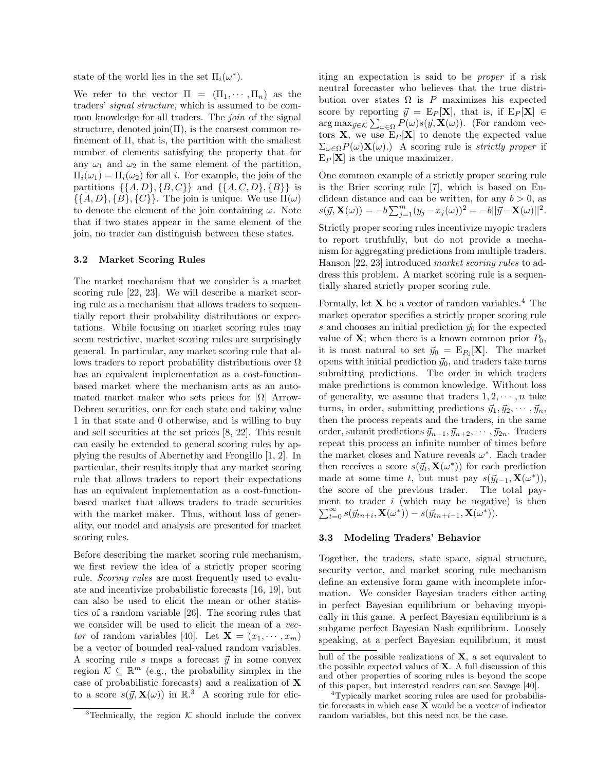state of the world lies in the set $\Pi_i(\omega^*)$.

We refer to the vector $\Pi = (\Pi_1, \cdots, \Pi_n)$ as the traders' *signal structure*, which is assumed to be common knowledge for all traders. The *join* of the signal structure, denoted join($\Pi$), is the coarsest common refinement of $\Pi$, that is, the partition with the smallest number of elements satisfying the property that for any $\omega_1$ and $\omega_2$ in the same element of the partition, $\Pi_i(\omega_1) = \Pi_i(\omega_2)$ for all $i$. For example, the join of the partitions $\{\{A, D\}, \{B, C\}\}$ and $\{\{A, C, D\}, \{B\}\}$ is $\{\{A, D\}, \{B\}, \{C\}\}$. The join is unique. We use $\Pi(\omega)$ to denote the element of the join containing $\omega$. Note that if two states appear in the same element of the join, no trader can distinguish between these states.

### 3.2 Market Scoring Rules

The market mechanism that we consider is a market scoring rule [22, 23]. We will describe a market scoring rule as a mechanism that allows traders to sequentially report their probability distributions or expectations. While focusing on market scoring rules may seem restrictive, market scoring rules are surprisingly general. In particular, any market scoring rule that allows traders to report probability distributions over $\Omega$ has an equivalent implementation as a cost-function-based market where the mechanism acts as an automated market maker who sets prices for $|\Omega|$ Arrow-Debreu securities, one for each state and taking value 1 in that state and 0 otherwise, and is willing to buy and sell securities at the set prices [8, 22]. This result can easily be extended to general scoring rules by applying the results of Abernethy and Frongillo [1, 2]. In particular, their results imply that any market scoring rule that allows traders to report their expectations has an equivalent implementation as a cost-function-based market that allows traders to trade securities with the market maker. Thus, without loss of generality, our model and analysis are presented for market scoring rules.

Before describing the market scoring rule mechanism, we first review the idea of a strictly proper scoring rule. *Scoring rules* are most frequently used to evaluate and incentivize probabilistic forecasts [16, 19], but can also be used to elicit the mean or other statistics of a random variable [26]. The scoring rules that we consider will be used to elicit the mean of a *vector* of random variables [40]. Let $\mathbf{X} = (x_1, \cdots, x_m)$ be a vector of bounded real-valued random variables. A scoring rule $s$ maps a forecast $\vec{y}$ in some convex region $\mathcal{K} \subseteq \mathbb{R}^m$ (e.g., the probability simplex in the case of probabilistic forecasts) and a realization of $\mathbf{X}$ to a score $s(\vec{y}, \mathbf{X}(\omega))$ in $\mathbb{R}$.[3] A scoring rule for eliciting an expectation is said to be *proper* if a risk neutral forecaster who believes that the true distribution over states $\Omega$ is $P$ maximizes his expected score by reporting $\vec{y} = \mathrm{E}_P[\mathbf{X}]$, that is, if $\mathrm{E}_P[\mathbf{X}] \in \arg\max_{\vec{y} \in \mathcal{K}} \sum_{\omega \in \Omega} P(\omega) s(\vec{y}, \mathbf{X}(\omega))$. (For random vectors $\mathbf{X}$, we use $\mathrm{E}_P[\mathbf{X}]$ to denote the expected value $\Sigma_{\omega \in \Omega} P(\omega)\mathbf{X}(\omega)$.) A scoring rule is *strictly proper* if $\mathrm{E}_P[\mathbf{X}]$ is the unique maximizer.

One common example of a strictly proper scoring rule is the Brier scoring rule [7], which is based on Euclidean distance and can be written, for any $b > 0$, as $s(\vec{y}, \mathbf{X}(\omega)) = -b \sum_{j=1}^{m} (y_j - x_j(\omega))^2 = -b||\vec{y} - \mathbf{X}(\omega)||^2$.

Strictly proper scoring rules incentivize myopic traders to report truthfully, but do not provide a mechanism for aggregating predictions from multiple traders. Hanson [22, 23] introduced *market scoring rules* to address this problem. A market scoring rule is a sequentially shared strictly proper scoring rule.

Formally, let $\mathbf{X}$ be a vector of random variables.[4] The market operator specifies a strictly proper scoring rule $s$ and chooses an initial prediction $\vec{y}_0$ for the expected value of $\mathbf{X}$; when there is a known common prior $P_0$, it is most natural to set $\vec{y}_0 = \mathrm{E}_{P_0}[\mathbf{X}]$. The market opens with initial prediction $\vec{y}_0$, and traders take turns submitting predictions. The order in which traders make predictions is common knowledge. Without loss of generality, we assume that traders $1, 2, \cdots, n$ take turns, in order, submitting predictions $\vec{y}_1, \vec{y}_2, \cdots, \vec{y}_n$, then the process repeats and the traders, in the same order, submit predictions $\vec{y}_{n+1}, \vec{y}_{n+2}, \cdots, \vec{y}_{2n}$. Traders repeat this process an infinite number of times before the market closes and Nature reveals $\omega^*$. Each trader then receives a score $s(\vec{y}_t, \mathbf{X}(\omega^*))$ for each prediction made at some time $t$, but must pay $s(\vec{y}_{t-1}, \mathbf{X}(\omega^*))$, the score of the previous trader. The total payment to trader $i$ (which may be negative) is then $\sum_{t=0}^{\infty} s(\vec{y}_{tn+i}, \mathbf{X}(\omega^*)) - s(\vec{y}_{tn+i-1}, \mathbf{X}(\omega^*))$.

### 3.3 Modeling Traders' Behavior

Together, the traders, state space, signal structure, security vector, and market scoring rule mechanism define an extensive form game with incomplete information. We consider Bayesian traders either acting in perfect Bayesian equilibrium or behaving myopically in this game. A perfect Bayesian equilibrium is a subgame perfect Bayesian Nash equilibrium. Loosely speaking, at a perfect Bayesian equilibrium, it must

[3] Technically, the region $\mathcal{K}$ should include the convex hull of the possible realizations of $\mathbf{X}$, a set equivalent to the possible expected values of $\mathbf{X}$. A full discussion of this and other properties of scoring rules is beyond the scope of this paper, but interested readers can see Savage [40].

[4] Typically market scoring rules are used for probabilistic forecasts in which case $\mathbf{X}$ would be a vector of indicator random variables, but this need not be the case.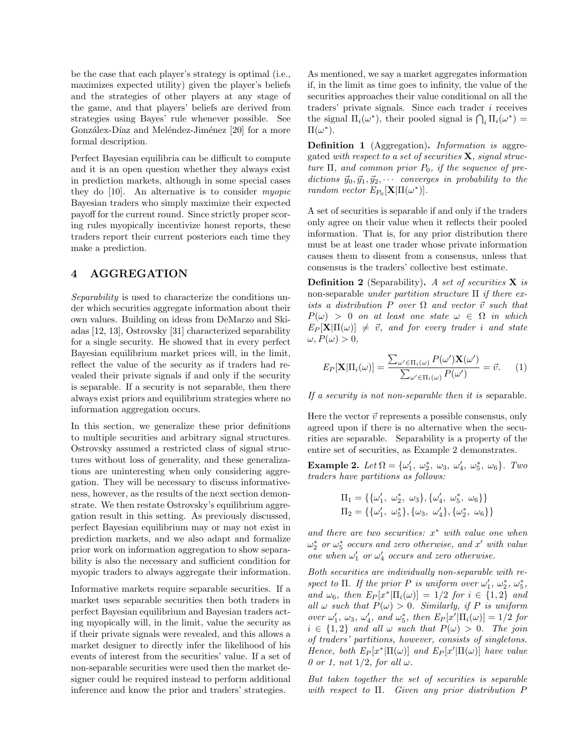be the case that each player's strategy is optimal (i.e., maximizes expected utility) given the player's beliefs and the strategies of other players at any stage of the game, and that players' beliefs are derived from strategies using Bayes' rule whenever possible. See González-Díaz and Meléndez-Jiménez [20] for a more formal description.

Perfect Bayesian equilibria can be difficult to compute and it is an open question whether they always exist in prediction markets, although in some special cases they do [10]. An alternative is to consider *myopic* Bayesian traders who simply maximize their expected payoff for the current round. Since strictly proper scoring rules myopically incentivize honest reports, these traders report their current posteriors each time they make a prediction.

# 4 AGGREGATION

*Separability* is used to characterize the conditions under which securities aggregate information about their own values. Building on ideas from DeMarzo and Skiadas [12, 13], Ostrovsky [31] characterized separability for a single security. He showed that in every perfect Bayesian equilibrium market prices will, in the limit, reflect the value of the security as if traders had revealed their private signals if and only if the security is separable. If a security is not separable, then there always exist priors and equilibrium strategies where no information aggregation occurs.

In this section, we generalize these prior definitions to multiple securities and arbitrary signal structures. Ostrovsky assumed a restricted class of signal structures without loss of generality, and these generalizations are uninteresting when only considering aggregation. They will be necessary to discuss informativeness, however, as the results of the next section demonstrate. We then restate Ostrovsky's equilibrium aggregation result in this setting. As previously discussed, perfect Bayesian equilibrium may or may not exist in prediction markets, and we also adapt and formalize prior work on information aggregation to show separability is also the necessary and sufficient condition for myopic traders to always aggregate their information.

Informative markets require separable securities. If a market uses separable securities then both traders in perfect Bayesian equilibrium and Bayesian traders acting myopically will, in the limit, value the security as if their private signals were revealed, and this allows a market designer to directly infer the likelihood of his events of interest from the securities' value. If a set of non-separable securities were used then the market designer could be required instead to perform additional inference and know the prior and traders' strategies.

As mentioned, we say a market aggregates information if, in the limit as time goes to infinity, the value of the securities approaches their value conditional on all the traders' private signals. Since each trader $i$ receives the signal $\Pi_i(\omega^*)$, their pooled signal is $\bigcap_i \Pi_i(\omega^*) = \Pi(\omega^*)$.

**Definition 1** (Aggregation)**.** *Information is* aggregated *with respect to a set of securities* $\mathbf{X}$*, signal structure* $\Pi$*, and common prior* $P_0$*, if the sequence of predictions* $\vec{y}_0, \vec{y}_1, \vec{y}_2, \cdots$ *converges in probability to the random vector* $E_{P_0}[\mathbf{X}|\Pi(\omega^*)]$.

A set of securities is separable if and only if the traders only agree on their value when it reflects their pooled information. That is, for any prior distribution there must be at least one trader whose private information causes them to dissent from a consensus, unless that consensus is the traders' collective best estimate.

**Definition 2** (Separability)**.** *A set of securities* $\mathbf{X}$ *is* non-separable *under partition structure* $\Pi$ *if there exists a distribution* $P$ *over* $\Omega$ *and vector* $\vec{v}$ *such that* $P(\omega) > 0$ *on at least one state* $\omega \in \Omega$ *in which* $E_P[\mathbf{X}|\Pi(\omega)] \neq \vec{v}$*, and for every trader* $i$ *and state* $\omega, P(\omega) > 0$,

$$E_P[\mathbf{X}|\Pi_i(\omega)] = \frac{\sum_{\omega' \in \Pi_i(\omega)} P(\omega')\mathbf{X}(\omega')}{\sum_{\omega' \in \Pi_i(\omega)} P(\omega')} = \vec{v}. \quad (1)$$

*If a security is not non-separable then it is* separable.

Here the vector $\vec{v}$ represents a possible consensus, only agreed upon if there is no alternative when the securities are separable. Separability is a property of the entire set of securities, as Example 2 demonstrates.

**Example 2.** *Let* $\Omega = \{\omega_1', \omega_2^*, \omega_3, \omega_4', \omega_5^*, \omega_6\}$*. Two traders have partitions as follows:*

$$\Pi_1 = \{\{\omega_1', \omega_2^*, \omega_3\}, \{\omega_4', \omega_5^*, \omega_6\}\}$$
$$\Pi_2 = \{\{\omega_1', \omega_5^*\}, \{\omega_3, \omega_4'\}, \{\omega_2^*, \omega_6\}\}$$

*and there are two securities:* $x^*$ *with value one when* $\omega_2^*$ *or* $\omega_5^*$ *occurs and zero otherwise, and* $x'$ *with value one when* $\omega_1'$ *or* $\omega_4'$ *occurs and zero otherwise.*

*Both securities are individually non-separable with respect to* $\Pi$*. If the prior* $P$ *is uniform over* $\omega_1'$, $\omega_2^*$, $\omega_5^*$*, and* $\omega_6$*, then* $E_P[x^*|\Pi_i(\omega)] = 1/2$ *for* $i \in \{1, 2\}$ *and all* $\omega$ *such that* $P(\omega) > 0$*. Similarly, if* $P$ *is uniform over* $\omega_1'$, $\omega_3$, $\omega_4'$*, and* $\omega_5^*$*, then* $E_P[x'|\Pi_i(\omega)] = 1/2$ *for* $i \in \{1, 2\}$ *and all* $\omega$ *such that* $P(\omega) > 0$*. The join of traders' partitions, however, consists of singletons. Hence, both* $E_P[x^*|\Pi(\omega)]$ *and* $E_P[x'|\Pi(\omega)]$ *have value 0 or 1, not 1/2, for all* $\omega$.

*But taken together the set of securities is separable with respect to* $\Pi$*. Given any prior distribution* $P$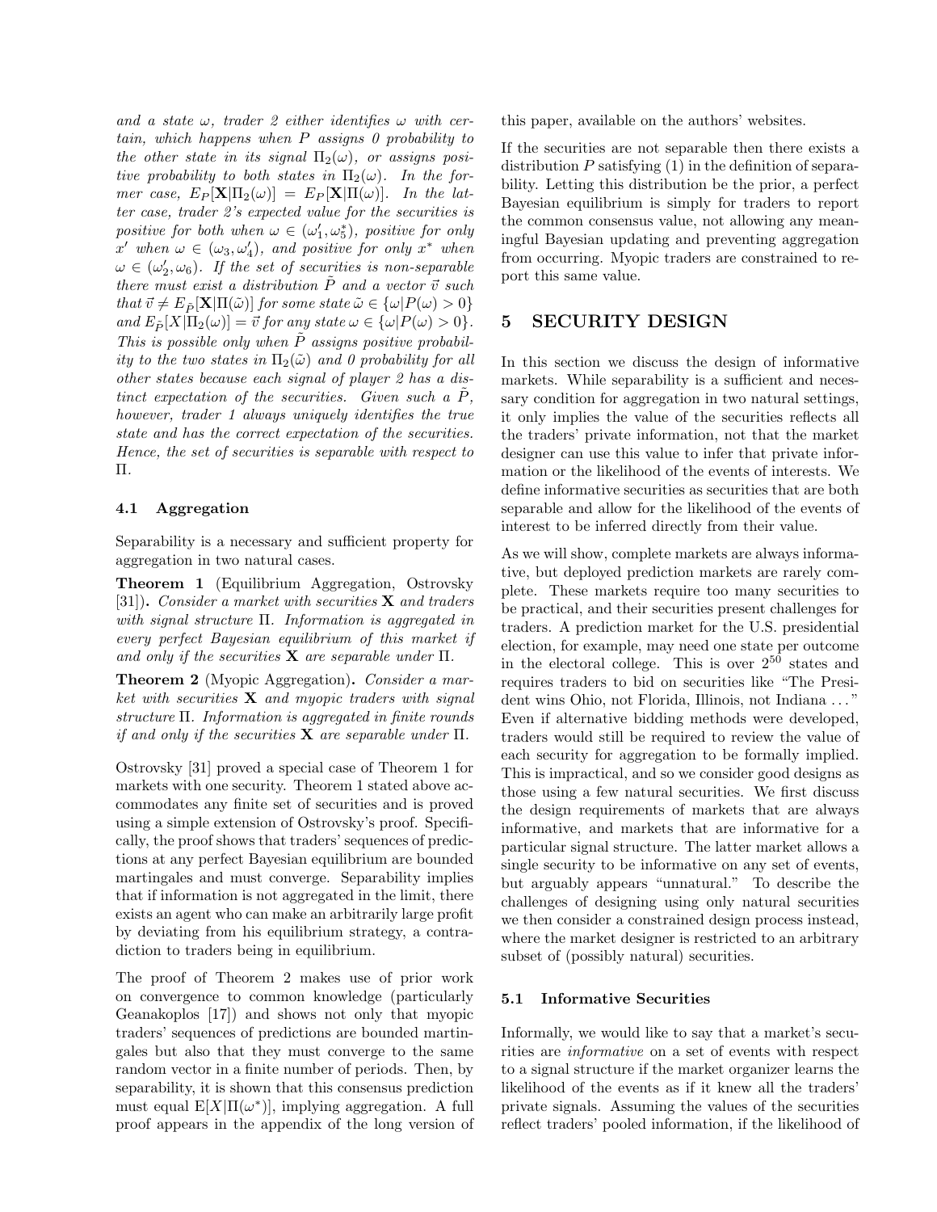*and a state $\omega$, trader 2 either identifies $\omega$ with certain, which happens when $P$ assigns 0 probability to the other state in its signal $\Pi_2(\omega)$, or assigns positive probability to both states in $\Pi_2(\omega)$. In the former case, $E_P[\mathbf{X}|\Pi_2(\omega)] = E_P[\mathbf{X}|\Pi(\omega)]$. In the latter case, trader 2's expected value for the securities is positive for both when $\omega \in (\omega_1', \omega_5^*)$, positive for only $x'$ when $\omega \in (\omega_3, \omega_4')$, and positive for only $x^*$ when $\omega \in (\omega_2', \omega_6)$. If the set of securities is non-separable there must exist a distribution $\tilde{P}$ and a vector $\vec{v}$ such that $\vec{v} \neq E_{\tilde{P}}[\mathbf{X}|\Pi(\tilde{\omega})]$ for some state $\tilde{\omega} \in \{\omega|P(\omega) > 0\}$ and $E_{\tilde{P}}[X|\Pi_2(\omega)] = \vec{v}$ for any state $\omega \in \{\omega|P(\omega) > 0\}$. This is possible only when $\tilde{P}$ assigns positive probability to the two states in $\Pi_2(\tilde{\omega})$ and 0 probability for all other states because each signal of player 2 has a distinct expectation of the securities. Given such a $\tilde{P}$, however, trader 1 always uniquely identifies the true state and has the correct expectation of the securities. Hence, the set of securities is separable with respect to $\Pi$.*

### 4.1 Aggregation

Separability is a necessary and sufficient property for aggregation in two natural cases.

**Theorem 1** (Equilibrium Aggregation, Ostrovsky [31]). *Consider a market with securities $\mathbf{X}$ and traders with signal structure $\Pi$. Information is aggregated in every perfect Bayesian equilibrium of this market if and only if the securities $\mathbf{X}$ are separable under $\Pi$.*

**Theorem 2** (Myopic Aggregation). *Consider a market with securities $\mathbf{X}$ and myopic traders with signal structure $\Pi$. Information is aggregated in finite rounds if and only if the securities $\mathbf{X}$ are separable under $\Pi$.*

Ostrovsky [31] proved a special case of Theorem 1 for markets with one security. Theorem 1 stated above accommodates any finite set of securities and is proved using a simple extension of Ostrovsky's proof. Specifically, the proof shows that traders' sequences of predictions at any perfect Bayesian equilibrium are bounded martingales and must converge. Separability implies that if information is not aggregated in the limit, there exists an agent who can make an arbitrarily large profit by deviating from his equilibrium strategy, a contradiction to traders being in equilibrium.

The proof of Theorem 2 makes use of prior work on convergence to common knowledge (particularly Geanakoplos [17]) and shows not only that myopic traders' sequences of predictions are bounded martingales but also that they must converge to the same random vector in a finite number of periods. Then, by separability, it is shown that this consensus prediction must equal $\mathrm{E}[X|\Pi(\omega^*)]$, implying aggregation. A full proof appears in the appendix of the long version of this paper, available on the authors' websites.

If the securities are not separable then there exists a distribution $P$ satisfying (1) in the definition of separability. Letting this distribution be the prior, a perfect Bayesian equilibrium is simply for traders to report the common consensus value, not allowing any meaningful Bayesian updating and preventing aggregation from occurring. Myopic traders are constrained to report this same value.

## 5 SECURITY DESIGN

In this section we discuss the design of informative markets. While separability is a sufficient and necessary condition for aggregation in two natural settings, it only implies the value of the securities reflects all the traders' private information, not that the market designer can use this value to infer that private information or the likelihood of the events of interests. We define informative securities as securities that are both separable and allow for the likelihood of the events of interest to be inferred directly from their value.

As we will show, complete markets are always informative, but deployed prediction markets are rarely complete. These markets require too many securities to be practical, and their securities present challenges for traders. A prediction market for the U.S. presidential election, for example, may need one state per outcome in the electoral college. This is over $2^{50}$ states and requires traders to bid on securities like "The President wins Ohio, not Florida, Illinois, not Indiana ..." Even if alternative bidding methods were developed, traders would still be required to review the value of each security for aggregation to be formally implied. This is impractical, and so we consider good designs as those using a few natural securities. We first discuss the design requirements of markets that are always informative, and markets that are informative for a particular signal structure. The latter market allows a single security to be informative on any set of events, but arguably appears "unnatural." To describe the challenges of designing using only natural securities we then consider a constrained design process instead, where the market designer is restricted to an arbitrary subset of (possibly natural) securities.

### 5.1 Informative Securities

Informally, we would like to say that a market's securities are *informative* on a set of events with respect to a signal structure if the market organizer learns the likelihood of the events as if it knew all the traders' private signals. Assuming the values of the securities reflect traders' pooled information, if the likelihood of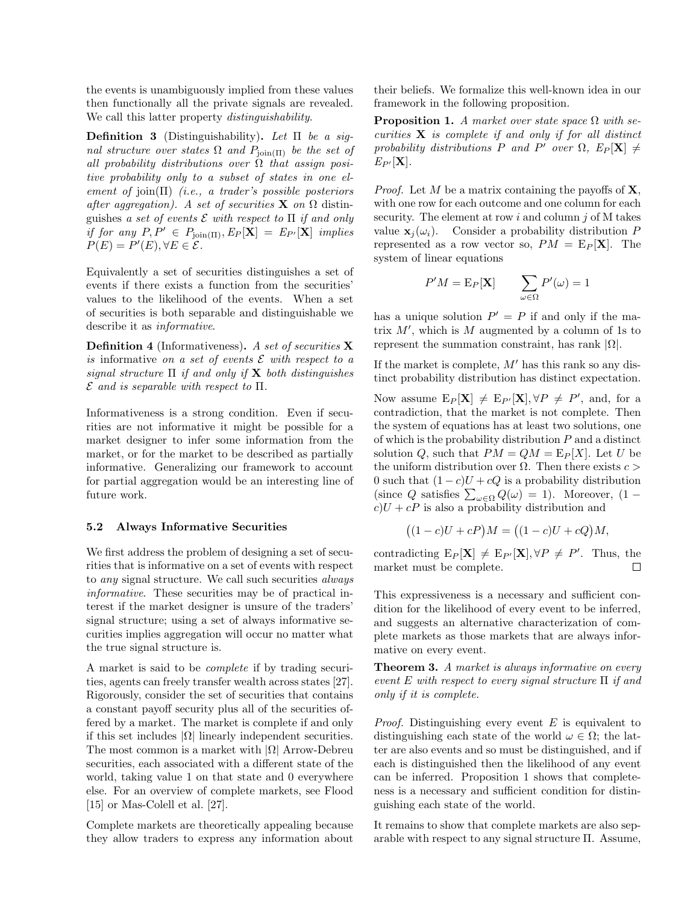the events is unambiguously implied from these values then functionally all the private signals are revealed. We call this latter property *distinguishability*.

**Definition 3** (Distinguishability)**.** *Let $\Pi$ be a signal structure over states $\Omega$ and $P_{\text{join}(\Pi)}$ be the set of all probability distributions over $\Omega$ that assign positive probability only to a subset of states in one element of* join$(\Pi)$ *(i.e., a trader's possible posteriors after aggregation). A set of securities $\mathbf{X}$ on $\Omega$ distinguishes a set of events $\mathcal{E}$ with respect to $\Pi$ if and only if for any $P, P' \in P_{\text{join}(\Pi)}, E_P[\mathbf{X}] = E_{P'}[\mathbf{X}]$ implies $P(E) = P'(E), \forall E \in \mathcal{E}$.*

Equivalently a set of securities distinguishes a set of events if there exists a function from the securities' values to the likelihood of the events. When a set of securities is both separable and distinguishable we describe it as *informative*.

**Definition 4** (Informativeness)**.** *A set of securities $\mathbf{X}$ is* informative *on a set of events $\mathcal{E}$ with respect to a signal structure $\Pi$ if and only if $\mathbf{X}$ both distinguishes $\mathcal{E}$ and is separable with respect to $\Pi$.*

Informativeness is a strong condition. Even if securities are not informative it might be possible for a market designer to infer some information from the market, or for the market to be described as partially informative. Generalizing our framework to account for partial aggregation would be an interesting line of future work.

### 5.2 Always Informative Securities

We first address the problem of designing a set of securities that is informative on a set of events with respect to *any* signal structure. We call such securities *always informative*. These securities may be of practical interest if the market designer is unsure of the traders' signal structure; using a set of always informative securities implies aggregation will occur no matter what the true signal structure is.

A market is said to be *complete* if by trading securities, agents can freely transfer wealth across states [27]. Rigorously, consider the set of securities that contains a constant payoff security plus all of the securities offered by a market. The market is complete if and only if this set includes $|\Omega|$ linearly independent securities. The most common is a market with $|\Omega|$ Arrow-Debreu securities, each associated with a different state of the world, taking value 1 on that state and 0 everywhere else. For an overview of complete markets, see Flood [15] or Mas-Colell et al. [27].

Complete markets are theoretically appealing because they allow traders to express any information about their beliefs. We formalize this well-known idea in our framework in the following proposition.

**Proposition 1.** *A market over state space $\Omega$ with securities $\mathbf{X}$ is complete if and only if for all distinct probability distributions $P$ and $P'$ over $\Omega$, $E_P[\mathbf{X}] \neq E_{P'}[\mathbf{X}]$.*

*Proof.* Let $M$ be a matrix containing the payoffs of $\mathbf{X}$, with one row for each outcome and one column for each security. The element at row $i$ and column $j$ of M takes value $\mathbf{x}_j(\omega_i)$. Consider a probability distribution $P$ represented as a row vector so, $PM = \text{E}_P[\mathbf{X}]$. The system of linear equations

$$P'M = \text{E}_P[\mathbf{X}] \qquad \sum_{\omega \in \Omega} P'(\omega) = 1$$

has a unique solution $P' = P$ if and only if the matrix $M'$, which is $M$ augmented by a column of 1s to represent the summation constraint, has rank $|\Omega|$.

If the market is complete, $M'$ has this rank so any distinct probability distribution has distinct expectation.

Now assume $\text{E}_P[\mathbf{X}] \neq \text{E}_{P'}[\mathbf{X}], \forall P \neq P'$, and, for a contradiction, that the market is not complete. Then the system of equations has at least two solutions, one of which is the probability distribution $P$ and a distinct solution $Q$, such that $PM = QM = \text{E}_P[X]$. Let $U$ be the uniform distribution over $\Omega$. Then there exists $c > 0$ such that $(1-c)U + cQ$ is a probability distribution (since $Q$ satisfies $\sum_{\omega \in \Omega} Q(\omega) = 1$). Moreover, $(1 - c)U + cP$ is also a probability distribution and

$$\big((1-c)U + cP\big)M = \big((1-c)U + cQ\big)M,$$

contradicting $\text{E}_P[\mathbf{X}] \neq \text{E}_{P'}[\mathbf{X}], \forall P \neq P'$. Thus, the market must be complete. ◻

This expressiveness is a necessary and sufficient condition for the likelihood of every event to be inferred, and suggests an alternative characterization of complete markets as those markets that are always informative on every event.

**Theorem 3.** *A market is always informative on every event $E$ with respect to every signal structure $\Pi$ if and only if it is complete.*

*Proof.* Distinguishing every event $E$ is equivalent to distinguishing each state of the world $\omega \in \Omega$; the latter are also events and so must be distinguished, and if each is distinguished then the likelihood of any event can be inferred. Proposition 1 shows that completeness is a necessary and sufficient condition for distinguishing each state of the world.

It remains to show that complete markets are also separable with respect to any signal structure $\Pi$. Assume,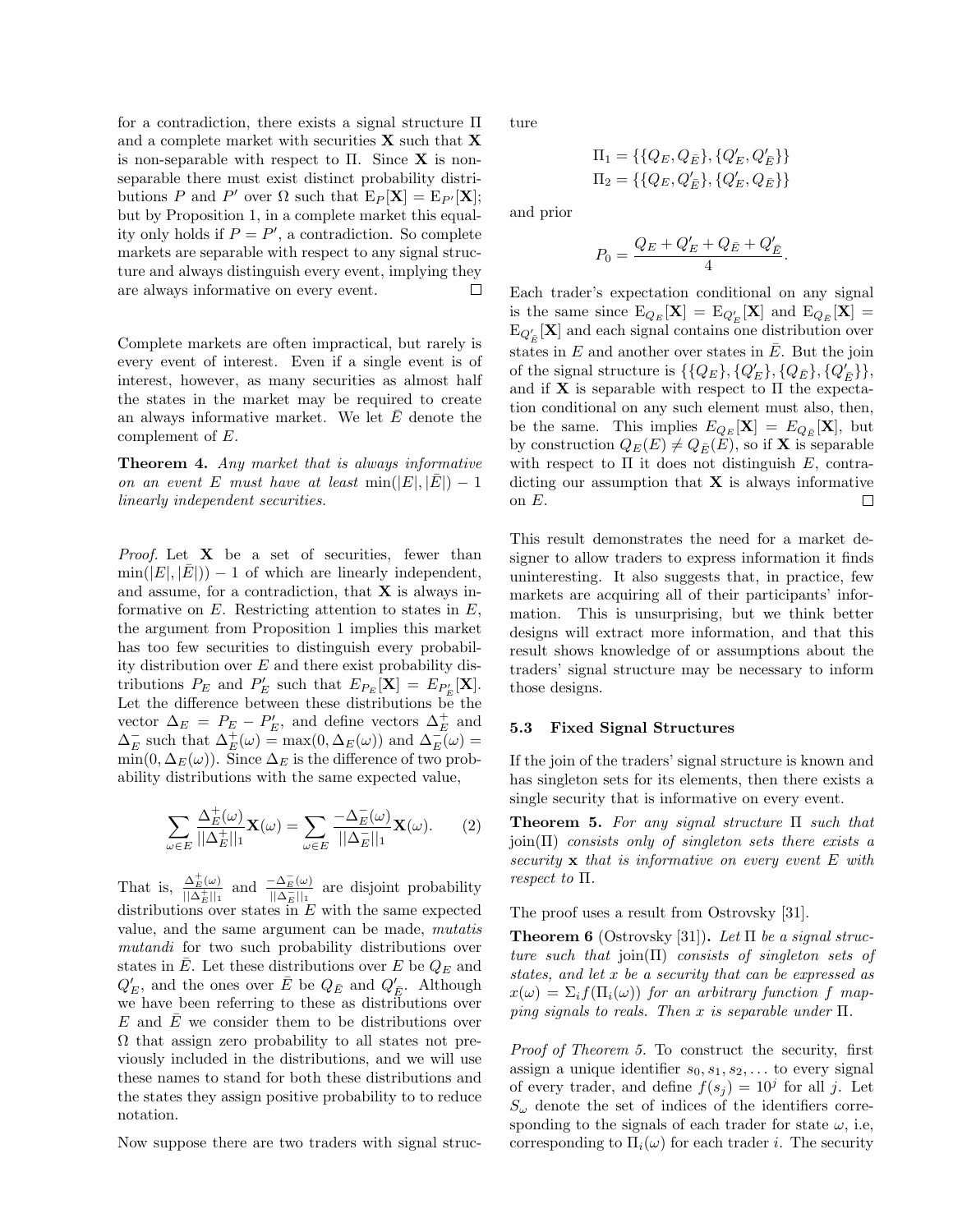for a contradiction, there exists a signal structure $\Pi$ and a complete market with securities $\mathbf{X}$ such that $\mathbf{X}$ is non-separable with respect to $\Pi$. Since $\mathbf{X}$ is non-separable there must exist distinct probability distributions $P$ and $P'$ over $\Omega$ such that $\mathrm{E}_P[\mathbf{X}] = \mathrm{E}_{P'}[\mathbf{X}]$; but by Proposition 1, in a complete market this equality only holds if $P = P'$, a contradiction. So complete markets are separable with respect to any signal structure and always distinguish every event, implying they are always informative on every event. □

Complete markets are often impractical, but rarely is every event of interest. Even if a single event is of interest, however, as many securities as almost half the states in the market may be required to create an always informative market. We let $\bar{E}$ denote the complement of $E$.

**Theorem 4.** *Any market that is always informative on an event $E$ must have at least $\min(|E|, |\bar{E}|) - 1$ linearly independent securities.*

*Proof.* Let $\mathbf{X}$ be a set of securities, fewer than $\min(|E|, |\bar{E}|)) - 1$ of which are linearly independent, and assume, for a contradiction, that $\mathbf{X}$ is always informative on $E$. Restricting attention to states in $E$, the argument from Proposition 1 implies this market has too few securities to distinguish every probability distribution over $E$ and there exist probability distributions $P_E$ and $P'_E$ such that $E_{P_E}[\mathbf{X}] = E_{P'_E}[\mathbf{X}]$. Let the difference between these distributions be the vector $\Delta_E = P_E - P'_E$, and define vectors $\Delta_E^+$ and $\Delta_E^-$ such that $\Delta_E^+(\omega) = \max(0, \Delta_E(\omega))$ and $\Delta_E^-(\omega) = \min(0, \Delta_E(\omega))$. Since $\Delta_E$ is the difference of two probability distributions with the same expected value,

$$\sum_{\omega \in E} \frac{\Delta_E^+(\omega)}{||\Delta_E^+||_1} \mathbf{X}(\omega) = \sum_{\omega \in E} \frac{-\Delta_E^-(\omega)}{||\Delta_E^-||_1} \mathbf{X}(\omega). \quad (2)$$

That is, $\frac{\Delta_E^+(\omega)}{||\Delta_E^+||_1}$ and $\frac{-\Delta_E^-(\omega)}{||\Delta_E^-||_1}$ are disjoint probability distributions over states in $E$ with the same expected value, and the same argument can be made, *mutatis mutandi* for two such probability distributions over states in $\bar{E}$. Let these distributions over $E$ be $Q_E$ and $Q'_E$, and the ones over $\bar{E}$ be $Q_{\bar{E}}$ and $Q'_{\bar{E}}$. Although we have been referring to these as distributions over $E$ and $\bar{E}$ we consider them to be distributions over $\Omega$ that assign zero probability to all states not previously included in the distributions, and we will use these names to stand for both these distributions and the states they assign positive probability to to reduce notation.

Now suppose there are two traders with signal structure

$$\Pi_1 = \{\{Q_E, Q_{\bar{E}}\}, \{Q'_E, Q'_{\bar{E}}\}\}$$
$$\Pi_2 = \{\{Q_E, Q'_{\bar{E}}\}, \{Q'_E, Q_{\bar{E}}\}\}$$

and prior

$$P_0 = \frac{Q_E + Q'_E + Q_{\bar{E}} + Q'_{\bar{E}}}{4}.$$

Each trader's expectation conditional on any signal is the same since $\mathrm{E}_{Q_E}[\mathbf{X}] = \mathrm{E}_{Q'_E}[\mathbf{X}]$ and $\mathrm{E}_{Q_{\bar{E}}}[\mathbf{X}] = \mathrm{E}_{Q'_{\bar{E}}}[\mathbf{X}]$ and each signal contains one distribution over states in $E$ and another over states in $\bar{E}$. But the join of the signal structure is $\{\{Q_E\}, \{Q'_E\}, \{Q_{\bar{E}}\}, \{Q'_{\bar{E}}\}\}$, and if $\mathbf{X}$ is separable with respect to $\Pi$ the expectation conditional on any such element must also, then, be the same. This implies $E_{Q_E}[\mathbf{X}] = E_{Q_{\bar{E}}}[\mathbf{X}]$, but by construction $Q_E(E) \neq Q_{\bar{E}}(E)$, so if $\mathbf{X}$ is separable with respect to $\Pi$ it does not distinguish $E$, contradicting our assumption that $\mathbf{X}$ is always informative on $E$. □

This result demonstrates the need for a market designer to allow traders to express information it finds uninteresting. It also suggests that, in practice, few markets are acquiring all of their participants' information. This is unsurprising, but we think better designs will extract more information, and that this result shows knowledge of or assumptions about the traders' signal structure may be necessary to inform those designs.

### 5.3 Fixed Signal Structures

If the join of the traders' signal structure is known and has singleton sets for its elements, then there exists a single security that is informative on every event.

**Theorem 5.** *For any signal structure $\Pi$ such that* join($\Pi$) *consists only of singleton sets there exists a security $\mathbf{x}$ that is informative on every event $E$ with respect to $\Pi$.*

The proof uses a result from Ostrovsky [31].

**Theorem 6** (Ostrovsky [31])**.** *Let $\Pi$ be a signal structure such that* join($\Pi$) *consists of singleton sets of states, and let $x$ be a security that can be expressed as $x(\omega) = \Sigma_i f(\Pi_i(\omega))$ for an arbitrary function $f$ mapping signals to reals. Then $x$ is separable under $\Pi$.*

*Proof of Theorem 5.* To construct the security, first assign a unique identifier $s_0, s_1, s_2, \ldots$ to every signal of every trader, and define $f(s_j) = 10^j$ for all $j$. Let $S_\omega$ denote the set of indices of the identifiers corresponding to the signals of each trader for state $\omega$, i.e, corresponding to $\Pi_i(\omega)$ for each trader $i$. The security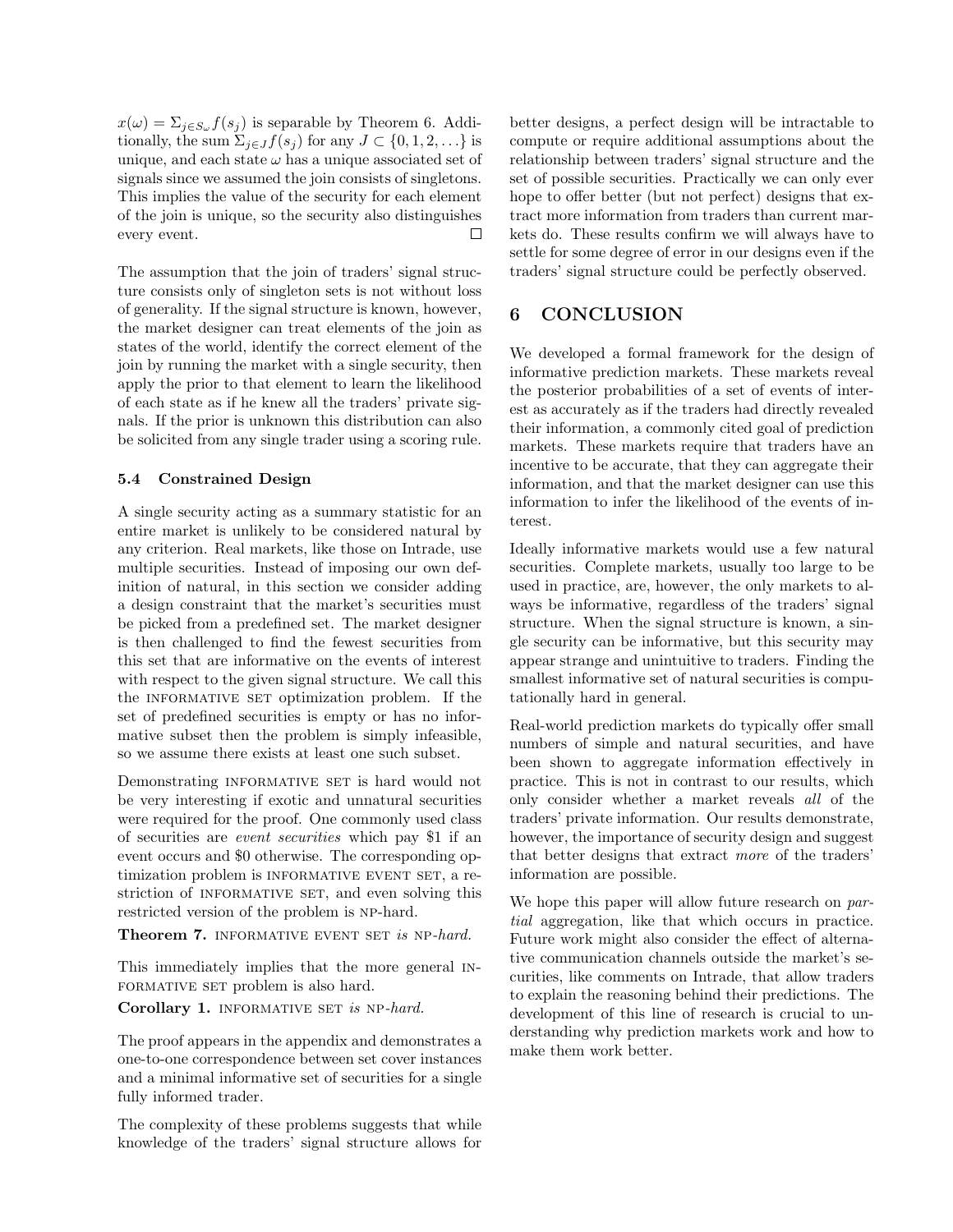$x(\omega) = \Sigma_{j \in S_\omega} f(s_j)$ is separable by Theorem 6. Additionally, the sum $\Sigma_{j \in J} f(s_j)$ for any $J \subset \{0, 1, 2, \ldots\}$ is unique, and each state $\omega$ has a unique associated set of signals since we assumed the join consists of singletons. This implies the value of the security for each element of the join is unique, so the security also distinguishes every event. □

The assumption that the join of traders' signal structure consists only of singleton sets is not without loss of generality. If the signal structure is known, however, the market designer can treat elements of the join as states of the world, identify the correct element of the join by running the market with a single security, then apply the prior to that element to learn the likelihood of each state as if he knew all the traders' private signals. If the prior is unknown this distribution can also be solicited from any single trader using a scoring rule.

### 5.4 Constrained Design

A single security acting as a summary statistic for an entire market is unlikely to be considered natural by any criterion. Real markets, like those on Intrade, use multiple securities. Instead of imposing our own definition of natural, in this section we consider adding a design constraint that the market's securities must be picked from a predefined set. The market designer is then challenged to find the fewest securities from this set that are informative on the events of interest with respect to the given signal structure. We call this the INFORMATIVE SET optimization problem. If the set of predefined securities is empty or has no informative subset then the problem is simply infeasible, so we assume there exists at least one such subset.

Demonstrating INFORMATIVE SET is hard would not be very interesting if exotic and unnatural securities were required for the proof. One commonly used class of securities are *event securities* which pay \$1 if an event occurs and \$0 otherwise. The corresponding optimization problem is INFORMATIVE EVENT SET, a restriction of INFORMATIVE SET, and even solving this restricted version of the problem is NP-hard.

**Theorem 7.** *INFORMATIVE EVENT SET is NP-hard.*

This immediately implies that the more general INFORMATIVE SET problem is also hard.

**Corollary 1.** *INFORMATIVE SET is NP-hard.*

The proof appears in the appendix and demonstrates a one-to-one correspondence between set cover instances and a minimal informative set of securities for a single fully informed trader.

The complexity of these problems suggests that while knowledge of the traders' signal structure allows for better designs, a perfect design will be intractable to compute or require additional assumptions about the relationship between traders' signal structure and the set of possible securities. Practically we can only ever hope to offer better (but not perfect) designs that extract more information from traders than current markets do. These results confirm we will always have to settle for some degree of error in our designs even if the traders' signal structure could be perfectly observed.

## 6 CONCLUSION

We developed a formal framework for the design of informative prediction markets. These markets reveal the posterior probabilities of a set of events of interest as accurately as if the traders had directly revealed their information, a commonly cited goal of prediction markets. These markets require that traders have an incentive to be accurate, that they can aggregate their information, and that the market designer can use this information to infer the likelihood of the events of interest.

Ideally informative markets would use a few natural securities. Complete markets, usually too large to be used in practice, are, however, the only markets to always be informative, regardless of the traders' signal structure. When the signal structure is known, a single security can be informative, but this security may appear strange and unintuitive to traders. Finding the smallest informative set of natural securities is computationally hard in general.

Real-world prediction markets do typically offer small numbers of simple and natural securities, and have been shown to aggregate information effectively in practice. This is not in contrast to our results, which only consider whether a market reveals *all* of the traders' private information. Our results demonstrate, however, the importance of security design and suggest that better designs that extract *more* of the traders' information are possible.

We hope this paper will allow future research on *partial* aggregation, like that which occurs in practice. Future work might also consider the effect of alternative communication channels outside the market's securities, like comments on Intrade, that allow traders to explain the reasoning behind their predictions. The development of this line of research is crucial to understanding why prediction markets work and how to make them work better.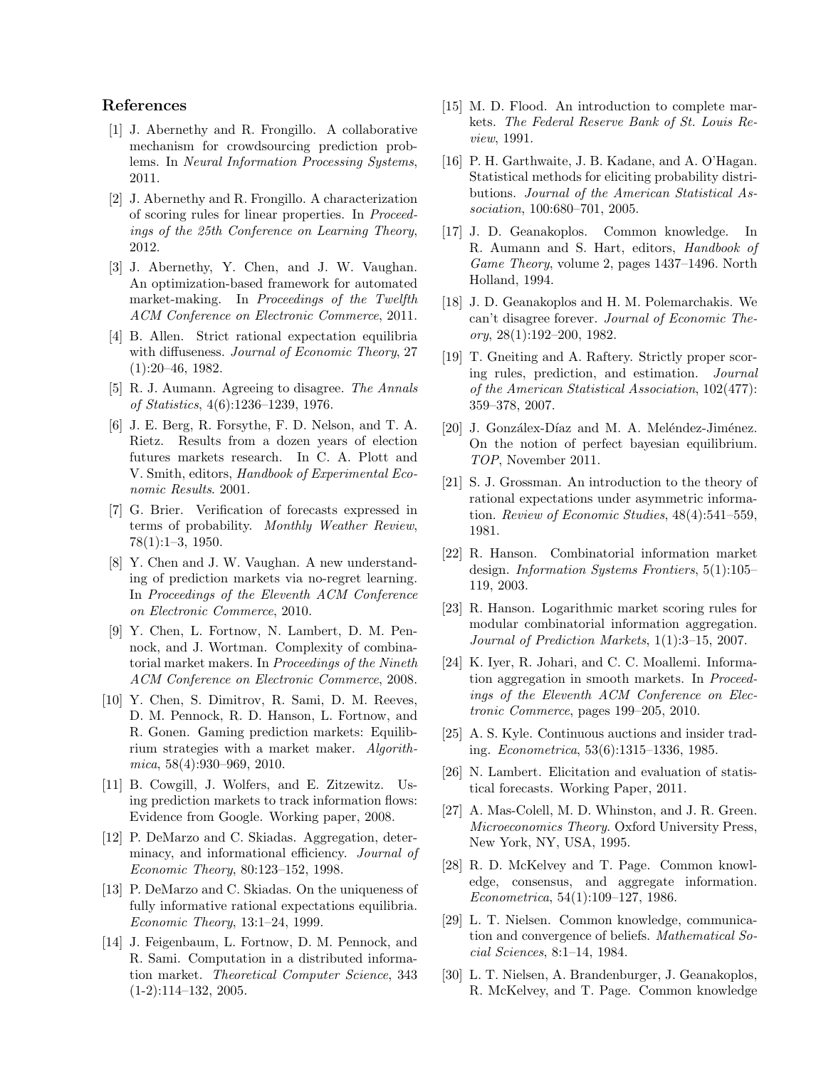## References

[1] J. Abernethy and R. Frongillo. A collaborative mechanism for crowdsourcing prediction problems. In *Neural Information Processing Systems*, 2011.

[2] J. Abernethy and R. Frongillo. A characterization of scoring rules for linear properties. In *Proceedings of the 25th Conference on Learning Theory*, 2012.

[3] J. Abernethy, Y. Chen, and J. W. Vaughan. An optimization-based framework for automated market-making. In *Proceedings of the Twelfth ACM Conference on Electronic Commerce*, 2011.

[4] B. Allen. Strict rational expectation equilibria with diffuseness. *Journal of Economic Theory*, 27 (1):20–46, 1982.

[5] R. J. Aumann. Agreeing to disagree. *The Annals of Statistics*, 4(6):1236–1239, 1976.

[6] J. E. Berg, R. Forsythe, F. D. Nelson, and T. A. Rietz. Results from a dozen years of election futures markets research. In C. A. Plott and V. Smith, editors, *Handbook of Experimental Economic Results*. 2001.

[7] G. Brier. Verification of forecasts expressed in terms of probability. *Monthly Weather Review*, 78(1):1–3, 1950.

[8] Y. Chen and J. W. Vaughan. A new understanding of prediction markets via no-regret learning. In *Proceedings of the Eleventh ACM Conference on Electronic Commerce*, 2010.

[9] Y. Chen, L. Fortnow, N. Lambert, D. M. Pennock, and J. Wortman. Complexity of combinatorial market makers. In *Proceedings of the Nineth ACM Conference on Electronic Commerce*, 2008.

[10] Y. Chen, S. Dimitrov, R. Sami, D. M. Reeves, D. M. Pennock, R. D. Hanson, L. Fortnow, and R. Gonen. Gaming prediction markets: Equilibrium strategies with a market maker. *Algorithmica*, 58(4):930–969, 2010.

[11] B. Cowgill, J. Wolfers, and E. Zitzewitz. Using prediction markets to track information flows: Evidence from Google. Working paper, 2008.

[12] P. DeMarzo and C. Skiadas. Aggregation, determinacy, and informational efficiency. *Journal of Economic Theory*, 80:123–152, 1998.

[13] P. DeMarzo and C. Skiadas. On the uniqueness of fully informative rational expectations equilibria. *Economic Theory*, 13:1–24, 1999.

[14] J. Feigenbaum, L. Fortnow, D. M. Pennock, and R. Sami. Computation in a distributed information market. *Theoretical Computer Science*, 343 (1-2):114–132, 2005.

[15] M. D. Flood. An introduction to complete markets. *The Federal Reserve Bank of St. Louis Review*, 1991.

[16] P. H. Garthwaite, J. B. Kadane, and A. O'Hagan. Statistical methods for eliciting probability distributions. *Journal of the American Statistical Association*, 100:680–701, 2005.

[17] J. D. Geanakoplos. Common knowledge. In R. Aumann and S. Hart, editors, *Handbook of Game Theory*, volume 2, pages 1437–1496. North Holland, 1994.

[18] J. D. Geanakoplos and H. M. Polemarchakis. We can't disagree forever. *Journal of Economic Theory*, 28(1):192–200, 1982.

[19] T. Gneiting and A. Raftery. Strictly proper scoring rules, prediction, and estimation. *Journal of the American Statistical Association*, 102(477): 359–378, 2007.

[20] J. González-Díaz and M. A. Meléndez-Jiménez. On the notion of perfect bayesian equilibrium. *TOP*, November 2011.

[21] S. J. Grossman. An introduction to the theory of rational expectations under asymmetric information. *Review of Economic Studies*, 48(4):541–559, 1981.

[22] R. Hanson. Combinatorial information market design. *Information Systems Frontiers*, 5(1):105–119, 2003.

[23] R. Hanson. Logarithmic market scoring rules for modular combinatorial information aggregation. *Journal of Prediction Markets*, 1(1):3–15, 2007.

[24] K. Iyer, R. Johari, and C. C. Moallemi. Information aggregation in smooth markets. In *Proceedings of the Eleventh ACM Conference on Electronic Commerce*, pages 199–205, 2010.

[25] A. S. Kyle. Continuous auctions and insider trading. *Econometrica*, 53(6):1315–1336, 1985.

[26] N. Lambert. Elicitation and evaluation of statistical forecasts. Working Paper, 2011.

[27] A. Mas-Colell, M. D. Whinston, and J. R. Green. *Microeconomics Theory*. Oxford University Press, New York, NY, USA, 1995.

[28] R. D. McKelvey and T. Page. Common knowledge, consensus, and aggregate information. *Econometrica*, 54(1):109–127, 1986.

[29] L. T. Nielsen. Common knowledge, communication and convergence of beliefs. *Mathematical Social Sciences*, 8:1–14, 1984.

[30] L. T. Nielsen, A. Brandenburger, J. Geanakoplos, R. McKelvey, and T. Page. Common knowledge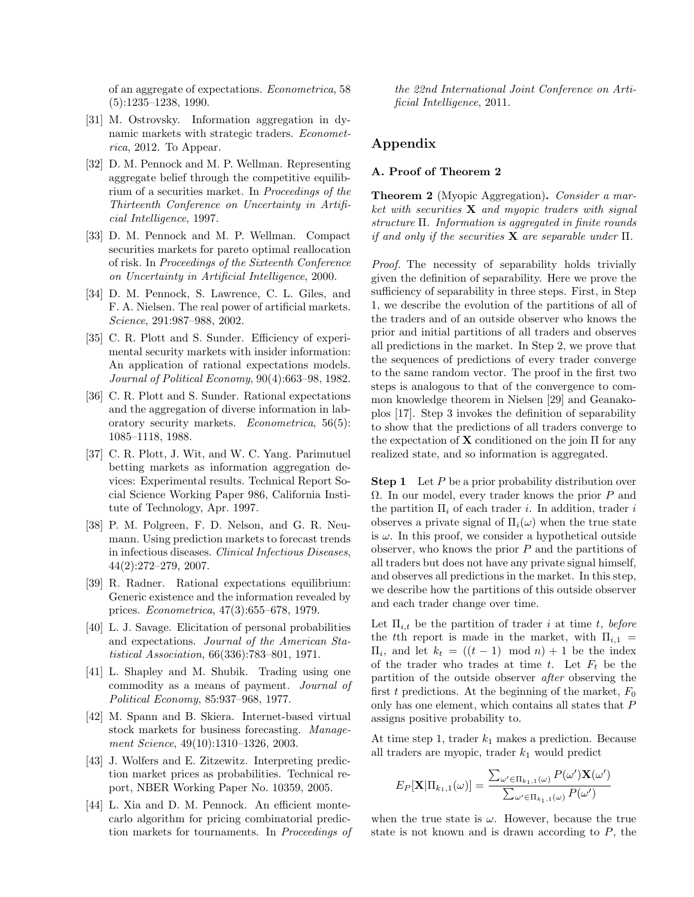of an aggregate of expectations. *Econometrica*, 58 (5):1235–1238, 1990.

[31] M. Ostrovsky. Information aggregation in dynamic markets with strategic traders. *Econometrica*, 2012. To Appear.

[32] D. M. Pennock and M. P. Wellman. Representing aggregate belief through the competitive equilibrium of a securities market. In *Proceedings of the Thirteenth Conference on Uncertainty in Artificial Intelligence*, 1997.

[33] D. M. Pennock and M. P. Wellman. Compact securities markets for pareto optimal reallocation of risk. In *Proceedings of the Sixteenth Conference on Uncertainty in Artificial Intelligence*, 2000.

[34] D. M. Pennock, S. Lawrence, C. L. Giles, and F. A. Nielsen. The real power of artificial markets. *Science*, 291:987–988, 2002.

[35] C. R. Plott and S. Sunder. Efficiency of experimental security markets with insider information: An application of rational expectations models. *Journal of Political Economy*, 90(4):663–98, 1982.

[36] C. R. Plott and S. Sunder. Rational expectations and the aggregation of diverse information in laboratory security markets. *Econometrica*, 56(5): 1085–1118, 1988.

[37] C. R. Plott, J. Wit, and W. C. Yang. Parimutuel betting markets as information aggregation devices: Experimental results. Technical Report Social Science Working Paper 986, California Institute of Technology, Apr. 1997.

[38] P. M. Polgreen, F. D. Nelson, and G. R. Neumann. Using prediction markets to forecast trends in infectious diseases. *Clinical Infectious Diseases*, 44(2):272–279, 2007.

[39] R. Radner. Rational expectations equilibrium: Generic existence and the information revealed by prices. *Econometrica*, 47(3):655–678, 1979.

[40] L. J. Savage. Elicitation of personal probabilities and expectations. *Journal of the American Statistical Association*, 66(336):783–801, 1971.

[41] L. Shapley and M. Shubik. Trading using one commodity as a means of payment. *Journal of Political Economy*, 85:937–968, 1977.

[42] M. Spann and B. Skiera. Internet-based virtual stock markets for business forecasting. *Management Science*, 49(10):1310–1326, 2003.

[43] J. Wolfers and E. Zitzewitz. Interpreting prediction market prices as probabilities. Technical report, NBER Working Paper No. 10359, 2005.

[44] L. Xia and D. M. Pennock. An efficient monte-carlo algorithm for pricing combinatorial prediction markets for tournaments. In *Proceedings of the 22nd International Joint Conference on Artificial Intelligence*, 2011.

## Appendix

### A. Proof of Theorem 2

**Theorem 2** (Myopic Aggregation)**.** *Consider a market with securities* $\mathbf{X}$ *and myopic traders with signal structure* $\Pi$*. Information is aggregated in finite rounds if and only if the securities* $\mathbf{X}$ *are separable under* $\Pi$*.*

*Proof.* The necessity of separability holds trivially given the definition of separability. Here we prove the sufficiency of separability in three steps. First, in Step 1, we describe the evolution of the partitions of all of the traders and of an outside observer who knows the prior and initial partitions of all traders and observes all predictions in the market. In Step 2, we prove that the sequences of predictions of every trader converge to the same random vector. The proof in the first two steps is analogous to that of the convergence to common knowledge theorem in Nielsen [29] and Geanakoplos [17]. Step 3 invokes the definition of separability to show that the predictions of all traders converge to the expectation of $\mathbf{X}$ conditioned on the join $\Pi$ for any realized state, and so information is aggregated.

**Step 1** Let $P$ be a prior probability distribution over $\Omega$. In our model, every trader knows the prior $P$ and the partition $\Pi_i$ of each trader $i$. In addition, trader $i$ observes a private signal of $\Pi_i(\omega)$ when the true state is $\omega$. In this proof, we consider a hypothetical outside observer, who knows the prior $P$ and the partitions of all traders but does not have any private signal himself, and observes all predictions in the market. In this step, we describe how the partitions of this outside observer and each trader change over time.

Let $\Pi_{i,t}$ be the partition of trader $i$ at time $t$, *before* the $t$th report is made in the market, with $\Pi_{i,1} = \Pi_i$, and let $k_t = ((t-1) \mod n) + 1$ be the index of the trader who trades at time $t$. Let $F_t$ be the partition of the outside observer *after* observing the first $t$ predictions. At the beginning of the market, $F_0$ only has one element, which contains all states that $P$ assigns positive probability to.

At time step 1, trader $k_1$ makes a prediction. Because all traders are myopic, trader $k_1$ would predict

$$E_P[\mathbf{X}|\Pi_{k_1,1}(\omega)] = \frac{\sum_{\omega' \in \Pi_{k_1,1}(\omega)} P(\omega')\mathbf{X}(\omega')}{\sum_{\omega' \in \Pi_{k_1,1}(\omega)} P(\omega')}$$

when the true state is $\omega$. However, because the true state is not known and is drawn according to $P$, the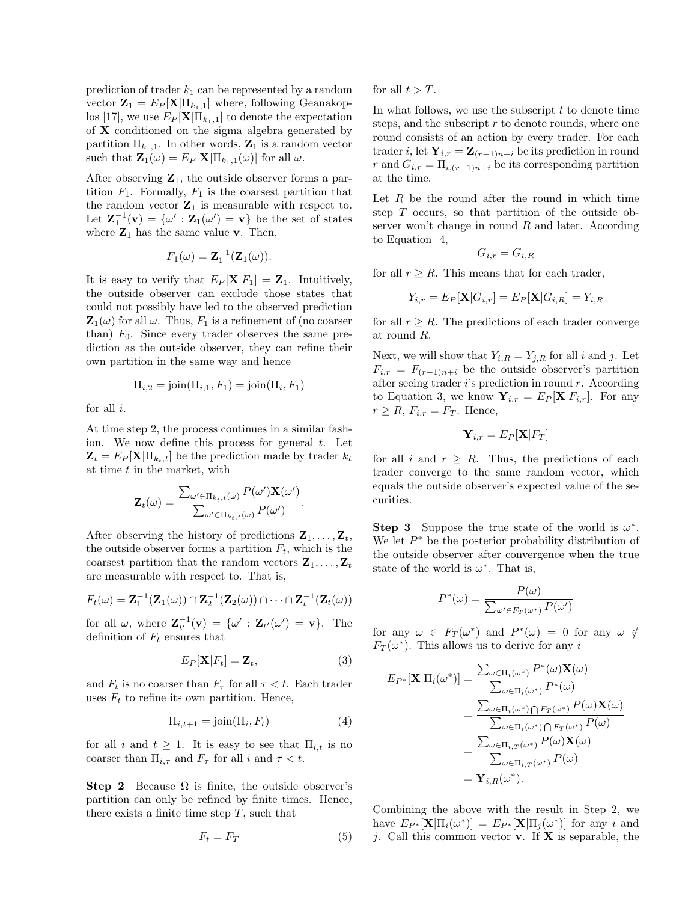prediction of trader $k_1$ can be represented by a random vector $\mathbf{Z}_1 = E_P[\mathbf{X}|\Pi_{k_1,1}]$ where, following Geanakoplos [17], we use $E_P[\mathbf{X}|\Pi_{k_1,1}]$ to denote the expectation of $\mathbf{X}$ conditioned on the sigma algebra generated by partition $\Pi_{k_1,1}$. In other words, $\mathbf{Z}_1$ is a random vector such that $\mathbf{Z}_1(\omega) = E_P[\mathbf{X}|\Pi_{k_1,1}(\omega)]$ for all $\omega$.

After observing $\mathbf{Z}_1$, the outside observer forms a partition $F_1$. Formally, $F_1$ is the coarsest partition that the random vector $\mathbf{Z}_1$ is measurable with respect to. Let $\mathbf{Z}_1^{-1}(\mathbf{v}) = \{\omega' : \mathbf{Z}_1(\omega') = \mathbf{v}\}$ be the set of states where $\mathbf{Z}_1$ has the same value $\mathbf{v}$. Then,

$$F_1(\omega) = \mathbf{Z}_1^{-1}(\mathbf{Z}_1(\omega)).$$

It is easy to verify that $E_P[\mathbf{X}|F_1] = \mathbf{Z}_1$. Intuitively, the outside observer can exclude those states that could not possibly have led to the observed prediction $\mathbf{Z}_1(\omega)$ for all $\omega$. Thus, $F_1$ is a refinement of (no coarser than) $F_0$. Since every trader observes the same prediction as the outside observer, they can refine their own partition in the same way and hence

$$\Pi_{i,2} = \text{join}(\Pi_{i,1}, F_1) = \text{join}(\Pi_i, F_1)$$

for all $i$.

At time step 2, the process continues in a similar fashion. We now define this process for general $t$. Let $\mathbf{Z}_t = E_P[\mathbf{X}|\Pi_{k_t,t}]$ be the prediction made by trader $k_t$ at time $t$ in the market, with

$$\mathbf{Z}_t(\omega) = \frac{\sum_{\omega' \in \Pi_{k_t,t}(\omega)} P(\omega')\mathbf{X}(\omega')}{\sum_{\omega' \in \Pi_{k_t,t}(\omega)} P(\omega')}.$$

After observing the history of predictions $\mathbf{Z}_1, \ldots, \mathbf{Z}_t$, the outside observer forms a partition $F_t$, which is the coarsest partition that the random vectors $\mathbf{Z}_1, \ldots, \mathbf{Z}_t$ are measurable with respect to. That is,

$$F_t(\omega) = \mathbf{Z}_1^{-1}(\mathbf{Z}_1(\omega)) \cap \mathbf{Z}_2^{-1}(\mathbf{Z}_2(\omega)) \cap \cdots \cap \mathbf{Z}_t^{-1}(\mathbf{Z}_t(\omega))$$

for all $\omega$, where $\mathbf{Z}_{t'}^{-1}(\mathbf{v}) = \{\omega' : \mathbf{Z}_{t'}(\omega') = \mathbf{v}\}$. The definition of $F_t$ ensures that

$$E_P[\mathbf{X}|F_t] = \mathbf{Z}_t, \tag{3}$$

and $F_t$ is no coarser than $F_\tau$ for all $\tau < t$. Each trader uses $F_t$ to refine its own partition. Hence,

$$\Pi_{i,t+1} = \text{join}(\Pi_i, F_t) \tag{4}$$

for all $i$ and $t \geq 1$. It is easy to see that $\Pi_{i,t}$ is no coarser than $\Pi_{i,\tau}$ and $F_\tau$ for all $i$ and $\tau < t$.

**Step 2** Because $\Omega$ is finite, the outside observer's partition can only be refined by finite times. Hence, there exists a finite time step $T$, such that

$$F_t = F_T \tag{5}$$

for all $t > T$.

In what follows, we use the subscript $t$ to denote time steps, and the subscript $r$ to denote rounds, where one round consists of an action by every trader. For each trader $i$, let $\mathbf{Y}_{i,r} = \mathbf{Z}_{(r-1)n+i}$ be its prediction in round $r$ and $G_{i,r} = \Pi_{i,(r-1)n+i}$ be its corresponding partition at the time.

Let $R$ be the round after the round in which time step $T$ occurs, so that partition of the outside observer won't change in round $R$ and later. According to Equation 4,

$$G_{i,r} = G_{i,R}$$

for all $r \geq R$. This means that for each trader,

$$Y_{i,r} = E_P[\mathbf{X}|G_{i,r}] = E_P[\mathbf{X}|G_{i,R}] = Y_{i,R}$$

for all $r \geq R$. The predictions of each trader converge at round $R$.

Next, we will show that $Y_{i,R} = Y_{j,R}$ for all $i$ and $j$. Let $F_{i,r} = F_{(r-1)n+i}$ be the outside observer's partition after seeing trader $i$'s prediction in round $r$. According to Equation 3, we know $\mathbf{Y}_{i,r} = E_P[\mathbf{X}|F_{i,r}]$. For any $r \geq R$, $F_{i,r} = F_T$. Hence,

$$\mathbf{Y}_{i,r} = E_P[\mathbf{X}|F_T]$$

for all $i$ and $r \geq R$. Thus, the predictions of each trader converge to the same random vector, which equals the outside observer's expected value of the securities.

**Step 3** Suppose the true state of the world is $\omega^*$. We let $P^*$ be the posterior probability distribution of the outside observer after convergence when the true state of the world is $\omega^*$. That is,

$$P^*(\omega) = \frac{P(\omega)}{\sum_{\omega' \in F_T(\omega^*)} P(\omega')}$$

for any $\omega \in F_T(\omega^*)$ and $P^*(\omega) = 0$ for any $\omega \notin F_T(\omega^*)$. This allows us to derive for any $i$

$$\begin{aligned}
E_{P^*}[\mathbf{X}|\Pi_i(\omega^*)] &= \frac{\sum_{\omega \in \Pi_i(\omega^*)} P^*(\omega)\mathbf{X}(\omega)}{\sum_{\omega \in \Pi_i(\omega^*)} P^*(\omega)} \\
&= \frac{\sum_{\omega \in \Pi_i(\omega^*) \bigcap F_T(\omega^*)} P(\omega)\mathbf{X}(\omega)}{\sum_{\omega \in \Pi_i(\omega^*) \bigcap F_T(\omega^*)} P(\omega)} \\
&= \frac{\sum_{\omega \in \Pi_{i,T}(\omega^*)} P(\omega)\mathbf{X}(\omega)}{\sum_{\omega \in \Pi_{i,T}(\omega^*)} P(\omega)} \\
&= \mathbf{Y}_{i,R}(\omega^*).
\end{aligned}$$

Combining the above with the result in Step 2, we have $E_{P^*}[\mathbf{X}|\Pi_i(\omega^*)] = E_{P^*}[\mathbf{X}|\Pi_j(\omega^*)]$ for any $i$ and $j$. Call this common vector $\mathbf{v}$. If $\mathbf{X}$ is separable, the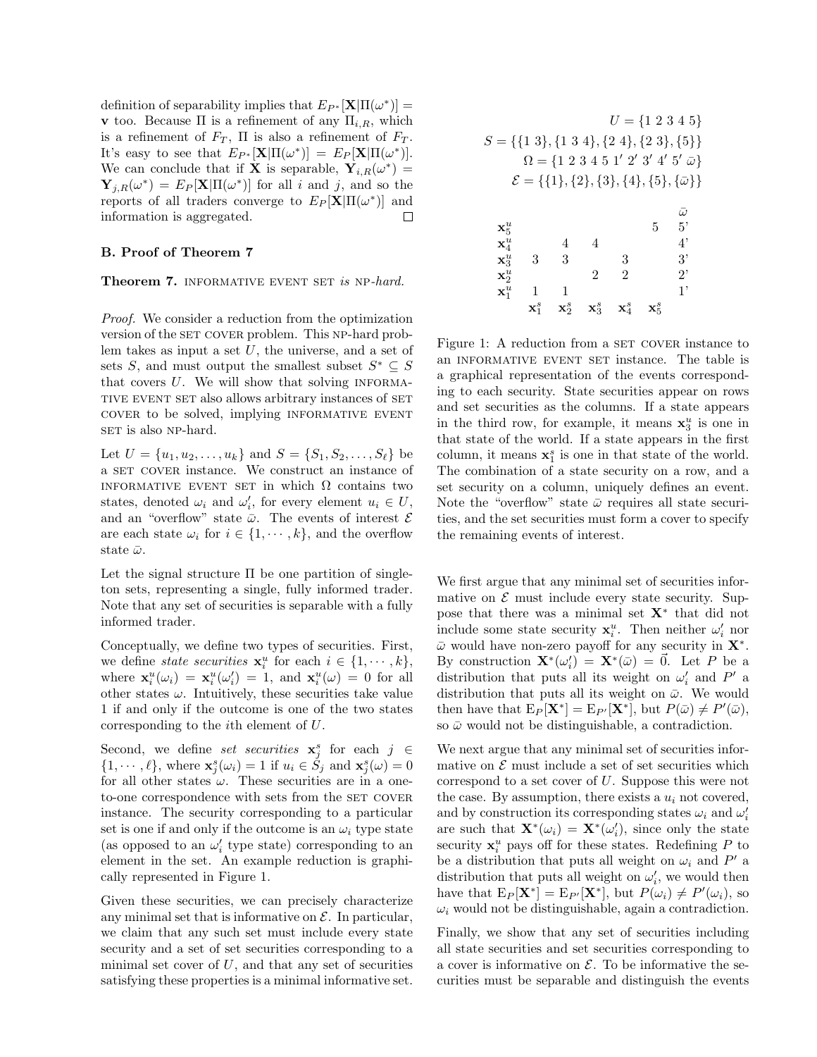definition of separability implies that $E_{P^*}[\mathbf{X}|\Pi(\omega^*)] = \mathbf{v}$ too. Because $\Pi$ is a refinement of any $\Pi_{i,R}$, which is a refinement of $F_T$, $\Pi$ is also a refinement of $F_T$. It's easy to see that $E_{P^*}[\mathbf{X}|\Pi(\omega^*)] = E_P[\mathbf{X}|\Pi(\omega^*)]$. We can conclude that if $\mathbf{X}$ is separable, $\mathbf{Y}_{i,R}(\omega^*) = \mathbf{Y}_{j,R}(\omega^*) = E_P[\mathbf{X}|\Pi(\omega^*)]$ for all $i$ and $j$, and so the reports of all traders converge to $E_P[\mathbf{X}|\Pi(\omega^*)]$ and information is aggregated. $\square$

## B. Proof of Theorem 7

**Theorem 7.** INFORMATIVE EVENT SET *is* NP*-hard.*

*Proof.* We consider a reduction from the optimization version of the SET COVER problem. This NP-hard problem takes as input a set $U$, the universe, and a set of sets $S$, and must output the smallest subset $S^* \subseteq S$ that covers $U$. We will show that solving INFORMATIVE EVENT SET also allows arbitrary instances of SET COVER to be solved, implying INFORMATIVE EVENT SET is also NP-hard.

Let $U = \{u_1, u_2, \ldots, u_k\}$ and $S = \{S_1, S_2, \ldots, S_\ell\}$ be a SET COVER instance. We construct an instance of INFORMATIVE EVENT SET in which $\Omega$ contains two states, denoted $\omega_i$ and $\omega_i'$, for every element $u_i \in U$, and an "overflow" state $\bar{\omega}$. The events of interest $\mathcal{E}$ are each state $\omega_i$ for $i \in \{1, \cdots, k\}$, and the overflow state $\bar{\omega}$.

Let the signal structure $\Pi$ be one partition of singleton sets, representing a single, fully informed trader. Note that any set of securities is separable with a fully informed trader.

Conceptually, we define two types of securities. First, we define *state securities* $\mathbf{x}_i^u$ for each $i \in \{1, \cdots, k\}$, where $\mathbf{x}_i^u(\omega_i) = \mathbf{x}_i^u(\omega_i') = 1$, and $\mathbf{x}_i^u(\omega) = 0$ for all other states $\omega$. Intuitively, these securities take value 1 if and only if the outcome is one of the two states corresponding to the $i$th element of $U$.

Second, we define *set securities* $\mathbf{x}_j^s$ for each $j \in \{1, \cdots, \ell\}$, where $\mathbf{x}_j^s(\omega_i) = 1$ if $u_i \in S_j$ and $\mathbf{x}_j^s(\omega) = 0$ for all other states $\omega$. These securities are in a one-to-one correspondence with sets from the SET COVER instance. The security corresponding to a particular set is one if and only if the outcome is an $\omega_i$ type state (as opposed to an $\omega_i'$ type state) corresponding to an element in the set. An example reduction is graphically represented in Figure 1.

Given these securities, we can precisely characterize any minimal set that is informative on $\mathcal{E}$. In particular, we claim that any such set must include every state security and a set of set securities corresponding to a minimal set cover of $U$, and that any set of securities satisfying these properties is a minimal informative set.

$$U = \{1\ 2\ 3\ 4\ 5\}$$
$$S = \{\{1\ 3\}, \{1\ 3\ 4\}, \{2\ 4\}, \{2\ 3\}, \{5\}\}$$
$$\Omega = \{1\ 2\ 3\ 4\ 5\ 1'\ 2'\ 3'\ 4'\ 5'\ \bar{\omega}\}$$
$$\mathcal{E} = \{\{1\}, \{2\}, \{3\}, \{4\}, \{5\}, \{\bar{\omega}\}\}$$

| | | | | | | $\bar{\omega}$ |
|---|---|---|---|---|---|---|
| $\mathbf{x}_5^u$ | | | | | 5 | 5' |
| $\mathbf{x}_4^u$ | | 4 | 4 | | | 4' |
| $\mathbf{x}_3^u$ | 3 | 3 | | 3 | | 3' |
| $\mathbf{x}_2^u$ | | | 2 | 2 | | 2' |
| $\mathbf{x}_1^u$ | 1 | 1 | | | | 1' |
| | $\mathbf{x}_1^s$ | $\mathbf{x}_2^s$ | $\mathbf{x}_3^s$ | $\mathbf{x}_4^s$ | $\mathbf{x}_5^s$ | |

Figure 1: A reduction from a SET COVER instance to an INFORMATIVE EVENT SET instance. The table is a graphical representation of the events corresponding to each security. State securities appear on rows and set securities as the columns. If a state appears in the third row, for example, it means $\mathbf{x}_3^u$ is one in that state of the world. If a state appears in the first column, it means $\mathbf{x}_1^s$ is one in that state of the world. The combination of a state security on a row, and a set security on a column, uniquely defines an event. Note the "overflow" state $\bar{\omega}$ requires all state securities, and the set securities must form a cover to specify the remaining events of interest.

We first argue that any minimal set of securities informative on $\mathcal{E}$ must include every state security. Suppose that there was a minimal set $\mathbf{X}^*$ that did not include some state security $\mathbf{x}_i^u$. Then neither $\omega_i'$ nor $\bar{\omega}$ would have non-zero payoff for any security in $\mathbf{X}^*$. By construction $\mathbf{X}^*(\omega_i') = \mathbf{X}^*(\bar{\omega}) = \vec{0}$. Let $P$ be a distribution that puts all its weight on $\omega_i'$ and $P'$ a distribution that puts all its weight on $\bar{\omega}$. We would then have that $\mathrm{E}_P[\mathbf{X}^*] = \mathrm{E}_{P'}[\mathbf{X}^*]$, but $P(\bar{\omega}) \neq P'(\bar{\omega})$, so $\bar{\omega}$ would not be distinguishable, a contradiction.

We next argue that any minimal set of securities informative on $\mathcal{E}$ must include a set of set securities which correspond to a set cover of $U$. Suppose this were not the case. By assumption, there exists a $u_i$ not covered, and by construction its corresponding states $\omega_i$ and $\omega_i'$ are such that $\mathbf{X}^*(\omega_i) = \mathbf{X}^*(\omega_i')$, since only the state security $\mathbf{x}_i^u$ pays off for these states. Redefining $P$ to be a distribution that puts all weight on $\omega_i$ and $P'$ a distribution that puts all weight on $\omega_i'$, we would then have that $\mathrm{E}_P[\mathbf{X}^*] = \mathrm{E}_{P'}[\mathbf{X}^*]$, but $P(\omega_i) \neq P'(\omega_i)$, so $\omega_i$ would not be distinguishable, again a contradiction.

Finally, we show that any set of securities including all state securities and set securities corresponding to a cover is informative on $\mathcal{E}$. To be informative the securities must be separable and distinguish the events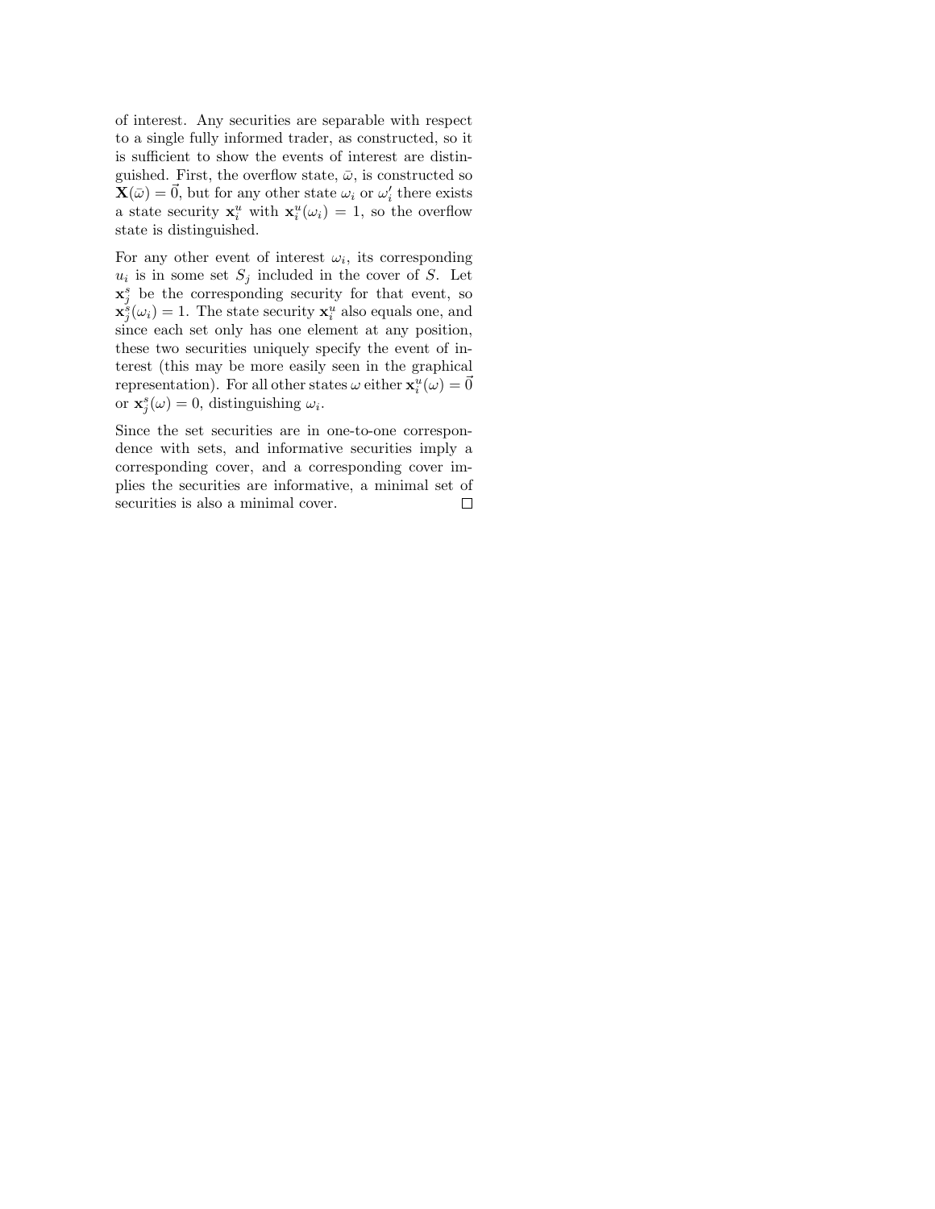of interest. Any securities are separable with respect to a single fully informed trader, as constructed, so it is sufficient to show the events of interest are distinguished. First, the overflow state, $\bar{\omega}$, is constructed so $\mathbf{X}(\bar{\omega}) = \vec{0}$, but for any other state $\omega_i$ or $\omega_i'$ there exists a state security $\mathbf{x}_i^u$ with $\mathbf{x}_i^u(\omega_i) = 1$, so the overflow state is distinguished.

For any other event of interest $\omega_i$, its corresponding $u_i$ is in some set $S_j$ included in the cover of $S$. Let $\mathbf{x}_j^s$ be the corresponding security for that event, so $\mathbf{x}_j^s(\omega_i) = 1$. The state security $\mathbf{x}_i^u$ also equals one, and since each set only has one element at any position, these two securities uniquely specify the event of interest (this may be more easily seen in the graphical representation). For all other states $\omega$ either $\mathbf{x}_i^u(\omega) = \vec{0}$ or $\mathbf{x}_j^s(\omega) = 0$, distinguishing $\omega_i$.

Since the set securities are in one-to-one correspondence with sets, and informative securities imply a corresponding cover, and a corresponding cover implies the securities are informative, a minimal set of securities is also a minimal cover. $\square$